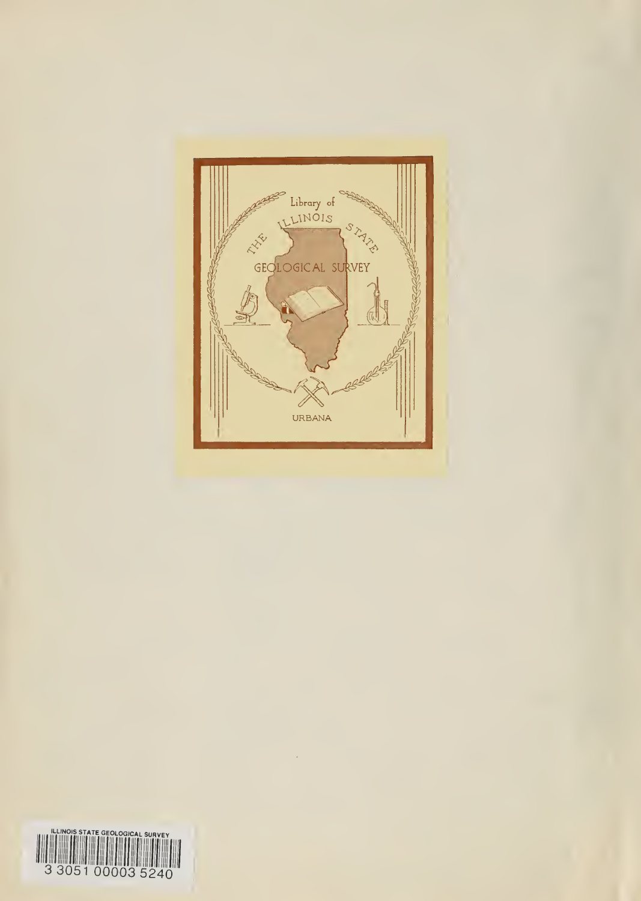Library of

THE ILLINOIS STATE

GEOLOGICAL SURVEY

URBANA

ILLINOIS STATE GEOLOGICAL SURVEY

3 3051 00003 5240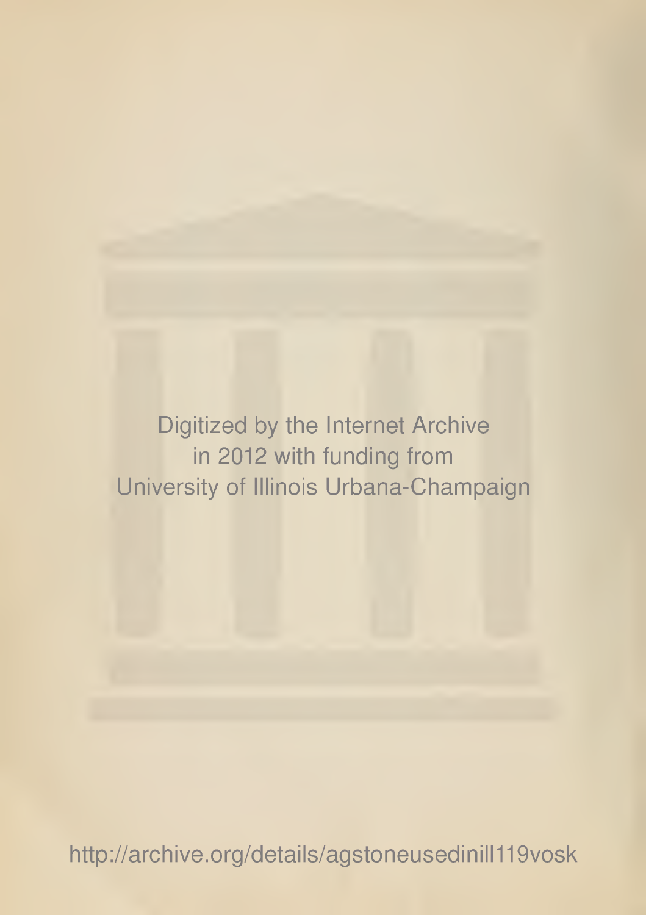Digitized by the Internet Archive
in 2012 with funding from
University of Illinois Urbana-Champaign

http://archive.org/details/agstoneusedinill119vosk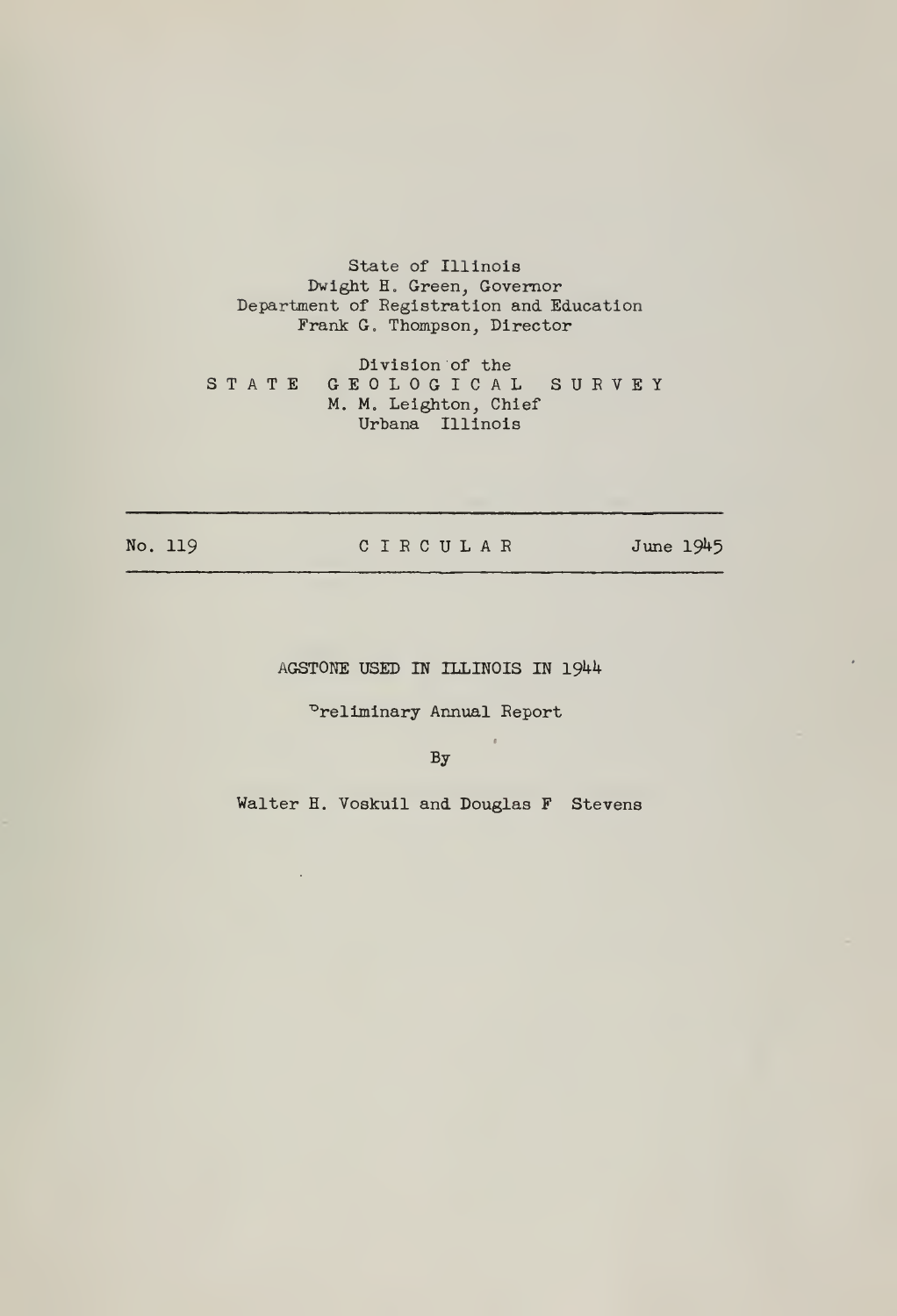State of Illinois
Dwight H. Green, Governor
Department of Registration and Education
Frank G. Thompson, Director

Division of the
STATE GEOLOGICAL SURVEY
M. M. Leighton, Chief
Urbana Illinois

---

No. 119 CIRCULAR June 1945

---

# AGSTONE USED IN ILLINOIS IN 1944

Preliminary Annual Report

By

Walter H. Voskuil and Douglas F Stevens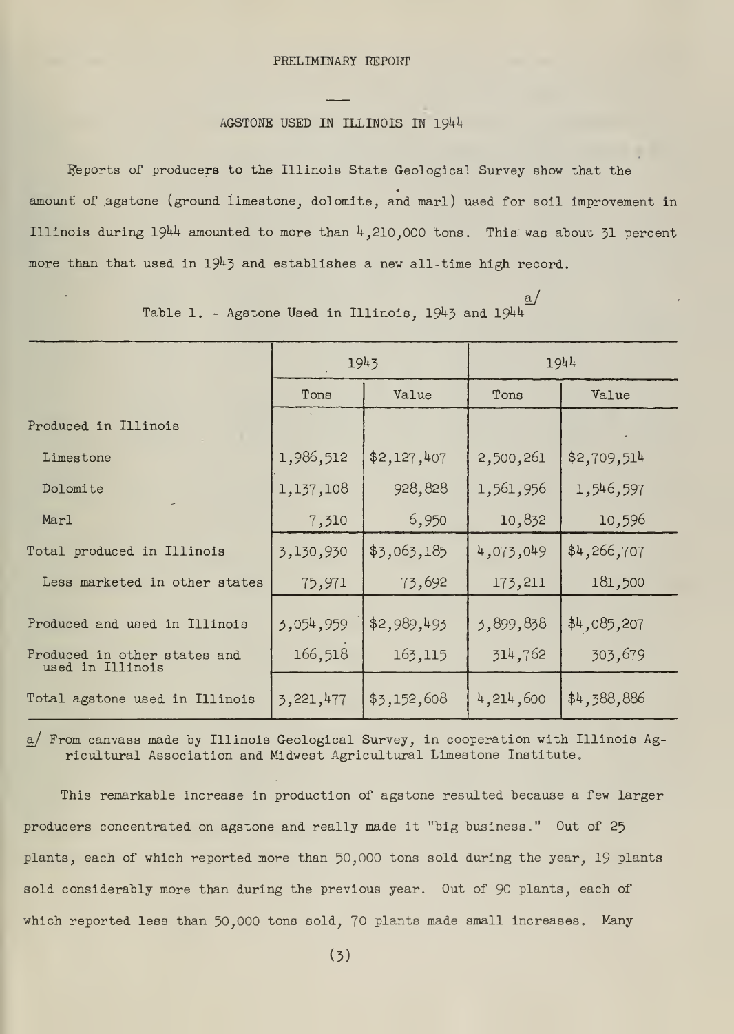PRELIMINARY REPORT

## AGSTONE USED IN ILLINOIS IN 1944

Reports of producers to the Illinois State Geological Survey show that the amount of agstone (ground limestone, dolomite, and marl) used for soil improvement in Illinois during 1944 amounted to more than 4,210,000 tons. This was about 31 percent more than that used in 1943 and establishes a new all-time high record.

Table 1. - Agstone Used in Illinois, 1943 and 1944 a/

| | 1943 | | 1944 | |
|---|---|---|---|---|
| | Tons | Value | Tons | Value |
| Produced in Illinois | | | | |
| Limestone | 1,986,512 | $2,127,407 | 2,500,261 | $2,709,514 |
| Dolomite | 1,137,108 | 928,828 | 1,561,956 | 1,546,597 |
| Marl | 7,310 | 6,950 | 10,832 | 10,596 |
| Total produced in Illinois | 3,130,930 | $3,063,185 | 4,073,049 | $4,266,707 |
| Less marketed in other states | 75,971 | 73,692 | 173,211 | 181,500 |
| Produced and used in Illinois | 3,054,959 | $2,989,493 | 3,899,838 | $4,085,207 |
| Produced in other states and used in Illinois | 166,518 | 163,115 | 314,762 | 303,679 |
| Total agstone used in Illinois | 3,221,477 | $3,152,608 | 4,214,600 | $4,388,886 |

a/ From canvass made by Illinois Geological Survey, in cooperation with Illinois Agricultural Association and Midwest Agricultural Limestone Institute.

This remarkable increase in production of agstone resulted because a few larger producers concentrated on agstone and really made it "big business." Out of 25 plants, each of which reported more than 50,000 tons sold during the year, 19 plants sold considerably more than during the previous year. Out of 90 plants, each of which reported less than 50,000 tons sold, 70 plants made small increases. Many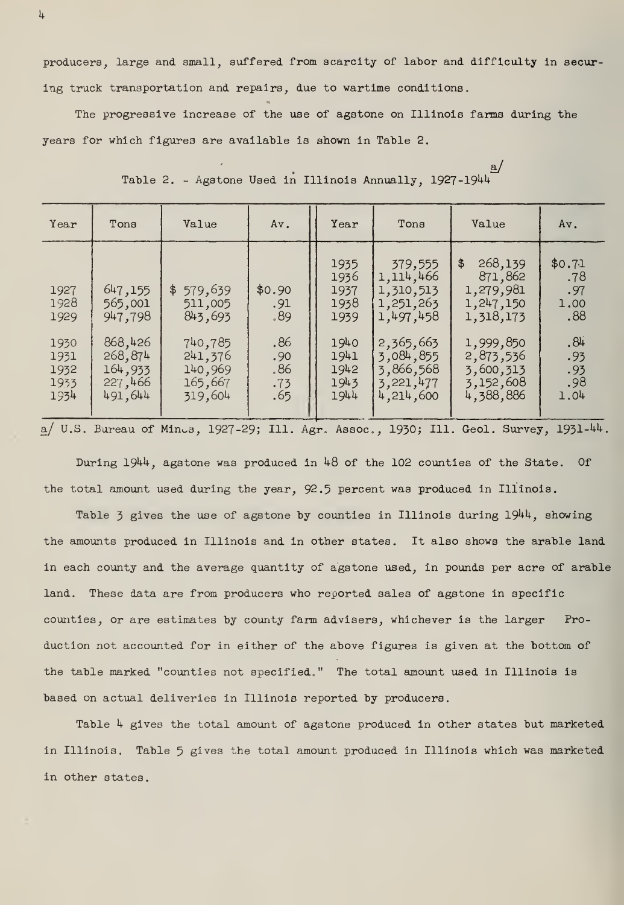producers, large and small, suffered from scarcity of labor and difficulty in securing truck transportation and repairs, due to wartime conditions.

The progressive increase of the use of agstone on Illinois farms during the years for which figures are available is shown in Table 2.

Table 2. - Agstone Used in Illinois Annually, 1927-1944 [a/]

| Year | Tons | Value | Av. | Year | Tons | Value | Av. |
|---|---|---|---|---|---|---|---|
| | | | | 1935 | 379,555 | $ 268,139 | $0.71 |
| | | | | 1936 | 1,114,466 | 871,862 | .78 |
| 1927 | 647,155 | $ 579,639 | $0.90 | 1937 | 1,310,513 | 1,279,981 | .97 |
| 1928 | 565,001 | 511,005 | .91 | 1938 | 1,251,263 | 1,247,150 | 1.00 |
| 1929 | 947,798 | 843,693 | .89 | 1939 | 1,497,458 | 1,318,173 | .88 |
| 1930 | 868,426 | 740,785 | .86 | 1940 | 2,365,663 | 1,999,850 | .84 |
| 1931 | 268,874 | 241,376 | .90 | 1941 | 3,084,855 | 2,873,536 | .93 |
| 1932 | 164,933 | 140,969 | .86 | 1942 | 3,866,568 | 3,600,313 | .93 |
| 1933 | 227,466 | 165,667 | .73 | 1943 | 3,221,477 | 3,152,608 | .98 |
| 1934 | 491,644 | 319,604 | .65 | 1944 | 4,214,600 | 4,388,886 | 1.04 |

a/ U.S. Bureau of Mines, 1927-29; Ill. Agr. Assoc., 1930; Ill. Geol. Survey, 1931-44.

During 1944, agstone was produced in 48 of the 102 counties of the State. Of the total amount used during the year, 92.5 percent was produced in Illinois.

Table 3 gives the use of agstone by counties in Illinois during 1944, showing the amounts produced in Illinois and in other states. It also shows the arable land in each county and the average quantity of agstone used, in pounds per acre of arable land. These data are from producers who reported sales of agstone in specific counties, or are estimates by county farm advisers, whichever is the larger Production not accounted for in either of the above figures is given at the bottom of the table marked "counties not specified." The total amount used in Illinois is based on actual deliveries in Illinois reported by producers.

Table 4 gives the total amount of agstone produced in other states but marketed in Illinois. Table 5 gives the total amount produced in Illinois which was marketed in other states.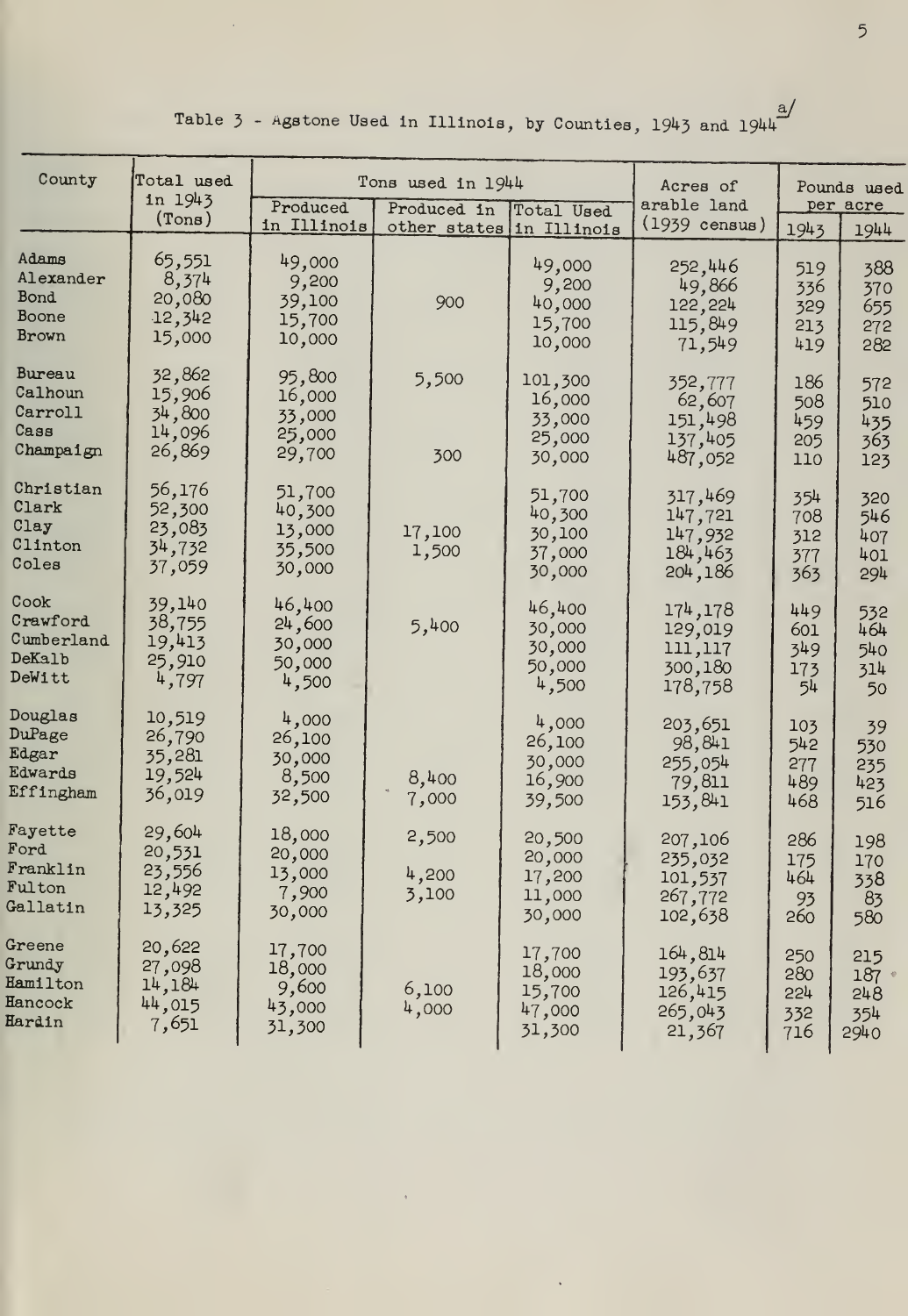Table 3 - Agstone Used in Illinois, by Counties, 1943 and 1944 [a]

| County | Total used in 1943 (Tons) | Tons used in 1944 | | | Acres of arable land (1939 census) | Pounds used per acre | |
|---|---|---|---|---|---|---|---|
| | | Produced in Illinois | Produced in other states | Total Used in Illinois | | 1943 | 1944 |
| Adams | 65,551 | 49,000 | | 49,000 | 252,446 | 519 | 388 |
| Alexander | 8,374 | 9,200 | | 9,200 | 49,866 | 336 | 370 |
| Bond | 20,080 | 39,100 | 900 | 40,000 | 122,224 | 329 | 655 |
| Boone | 12,342 | 15,700 | | 15,700 | 115,849 | 213 | 272 |
| Brown | 15,000 | 10,000 | | 10,000 | 71,549 | 419 | 282 |
| Bureau | 32,862 | 95,800 | 5,500 | 101,300 | 352,777 | 186 | 572 |
| Calhoun | 15,906 | 16,000 | | 16,000 | 62,607 | 508 | 510 |
| Carroll | 34,800 | 33,000 | | 33,000 | 151,498 | 459 | 435 |
| Cass | 14,096 | 25,000 | | 25,000 | 137,405 | 205 | 363 |
| Champaign | 26,869 | 29,700 | 300 | 30,000 | 487,052 | 110 | 123 |
| Christian | 56,176 | 51,700 | | 51,700 | 317,469 | 354 | 320 |
| Clark | 52,300 | 40,300 | | 40,300 | 147,721 | 708 | 546 |
| Clay | 23,083 | 13,000 | 17,100 | 30,100 | 147,932 | 312 | 407 |
| Clinton | 34,732 | 35,500 | 1,500 | 37,000 | 184,463 | 377 | 401 |
| Coles | 37,059 | 30,000 | | 30,000 | 204,186 | 363 | 294 |
| Cook | 39,140 | 46,400 | | 46,400 | 174,178 | 449 | 532 |
| Crawford | 38,755 | 24,600 | 5,400 | 30,000 | 129,019 | 601 | 464 |
| Cumberland | 19,413 | 30,000 | | 30,000 | 111,117 | 349 | 540 |
| DeKalb | 25,910 | 50,000 | | 50,000 | 300,180 | 173 | 314 |
| DeWitt | 4,797 | 4,500 | | 4,500 | 178,758 | 54 | 50 |
| Douglas | 10,519 | 4,000 | | 4,000 | 203,651 | 103 | 39 |
| DuPage | 26,790 | 26,100 | | 26,100 | 98,841 | 542 | 530 |
| Edgar | 35,281 | 30,000 | | 30,000 | 255,054 | 277 | 235 |
| Edwards | 19,524 | 8,500 | 8,400 | 16,900 | 79,811 | 489 | 423 |
| Effingham | 36,019 | 32,500 | 7,000 | 39,500 | 153,841 | 468 | 516 |
| Fayette | 29,604 | 18,000 | 2,500 | 20,500 | 207,106 | 286 | 198 |
| Ford | 20,531 | 20,000 | | 20,000 | 235,032 | 175 | 170 |
| Franklin | 23,556 | 13,000 | 4,200 | 17,200 | 101,537 | 464 | 338 |
| Fulton | 12,492 | 7,900 | 3,100 | 11,000 | 267,772 | 93 | 83 |
| Gallatin | 13,325 | 30,000 | | 30,000 | 102,638 | 260 | 580 |
| Greene | 20,622 | 17,700 | | 17,700 | 164,814 | 250 | 215 |
| Grundy | 27,098 | 18,000 | | 18,000 | 193,637 | 280 | 187 |
| Hamilton | 14,184 | 9,600 | 6,100 | 15,700 | 126,415 | 224 | 248 |
| Hancock | 44,015 | 43,000 | 4,000 | 47,000 | 265,043 | 332 | 354 |
| Hardin | 7,651 | 31,300 | | 31,300 | 21,367 | 716 | 2940 |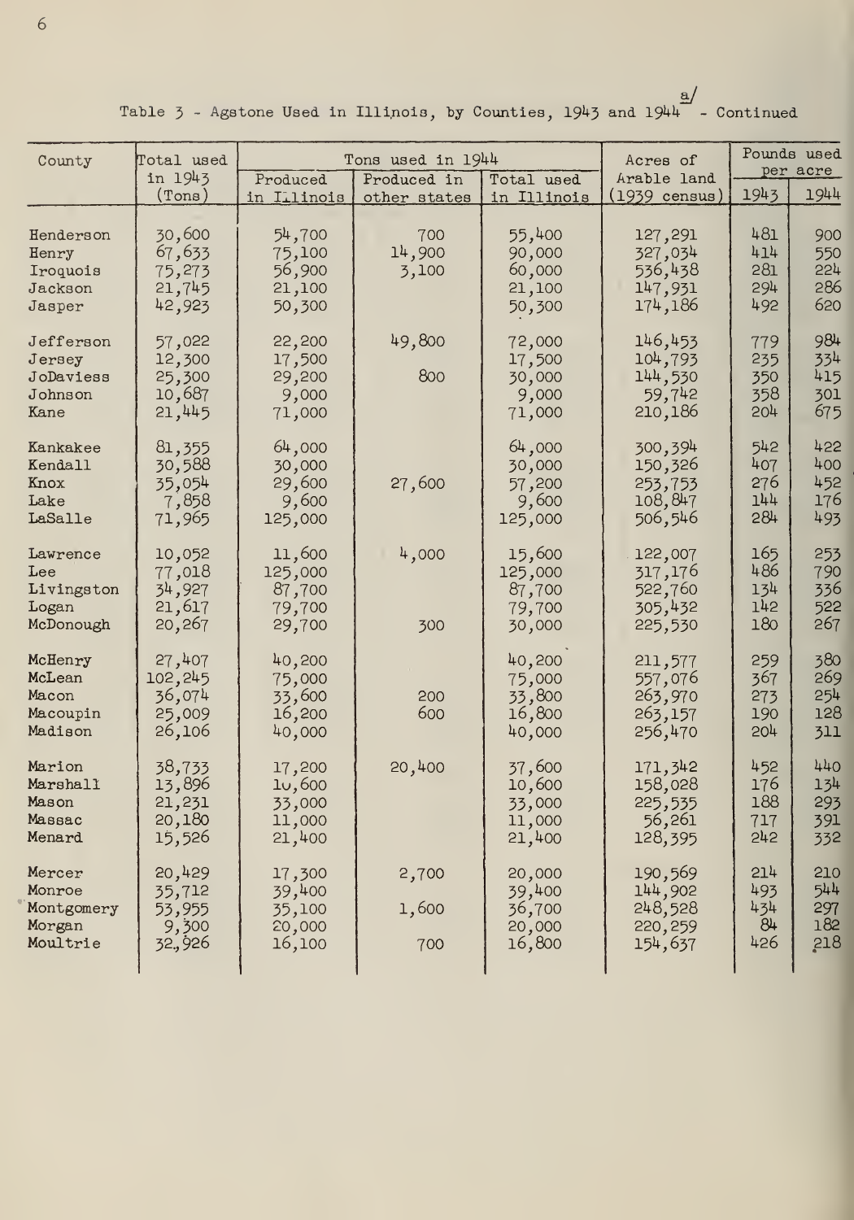Table 3 - Agstone Used in Illinois, by Counties, 1943 and 1944 [a] - Continued

| County | Total used in 1943 (Tons) | Tons used in 1944 | | | Acres of Arable land (1939 census) | Pounds used per acre | |
|---|---|---|---|---|---|---|---|
| | | Produced in Illinois | Produced in other states | Total used in Illinois | | 1943 | 1944 |
| Henderson | 30,600 | 54,700 | 700 | 55,400 | 127,291 | 481 | 900 |
| Henry | 67,633 | 75,100 | 14,900 | 90,000 | 327,034 | 414 | 550 |
| Iroquois | 75,273 | 56,900 | 3,100 | 60,000 | 536,438 | 281 | 224 |
| Jackson | 21,745 | 21,100 | | 21,100 | 147,931 | 294 | 286 |
| Jasper | 42,923 | 50,300 | | 50,300 | 174,186 | 492 | 620 |
| Jefferson | 57,022 | 22,200 | 49,800 | 72,000 | 146,453 | 779 | 984 |
| Jersey | 12,300 | 17,500 | | 17,500 | 104,793 | 235 | 334 |
| JoDaviess | 25,300 | 29,200 | 800 | 30,000 | 144,530 | 350 | 415 |
| Johnson | 10,687 | 9,000 | | 9,000 | 59,742 | 358 | 301 |
| Kane | 21,445 | 71,000 | | 71,000 | 210,186 | 204 | 675 |
| Kankakee | 81,355 | 64,000 | | 64,000 | 300,394 | 542 | 422 |
| Kendall | 30,588 | 30,000 | | 30,000 | 150,326 | 407 | 400 |
| Knox | 35,054 | 29,600 | 27,600 | 57,200 | 253,753 | 276 | 452 |
| Lake | 7,858 | 9,600 | | 9,600 | 108,847 | 144 | 176 |
| LaSalle | 71,965 | 125,000 | | 125,000 | 506,546 | 284 | 493 |
| Lawrence | 10,052 | 11,600 | 4,000 | 15,600 | 122,007 | 165 | 253 |
| Lee | 77,018 | 125,000 | | 125,000 | 317,176 | 486 | 790 |
| Livingston | 34,927 | 87,700 | | 87,700 | 522,760 | 134 | 336 |
| Logan | 21,617 | 79,700 | | 79,700 | 305,432 | 142 | 522 |
| McDonough | 20,267 | 29,700 | 300 | 30,000 | 225,530 | 180 | 267 |
| McHenry | 27,407 | 40,200 | | 40,200 | 211,577 | 259 | 380 |
| McLean | 102,245 | 75,000 | | 75,000 | 557,076 | 367 | 269 |
| Macon | 36,074 | 33,600 | 200 | 33,800 | 263,970 | 273 | 254 |
| Macoupin | 25,009 | 16,200 | 600 | 16,800 | 263,157 | 190 | 128 |
| Madison | 26,106 | 40,000 | | 40,000 | 256,470 | 204 | 311 |
| Marion | 38,733 | 17,200 | 20,400 | 37,600 | 171,342 | 452 | 440 |
| Marshall | 13,896 | 10,600 | | 10,600 | 158,028 | 176 | 134 |
| Mason | 21,231 | 33,000 | | 33,000 | 225,535 | 188 | 293 |
| Massac | 20,180 | 11,000 | | 11,000 | 56,261 | 717 | 391 |
| Menard | 15,526 | 21,400 | | 21,400 | 128,395 | 242 | 332 |
| Mercer | 20,429 | 17,300 | 2,700 | 20,000 | 190,569 | 214 | 210 |
| Monroe | 35,712 | 39,400 | | 39,400 | 144,902 | 493 | 544 |
| Montgomery | 53,955 | 35,100 | 1,600 | 36,700 | 248,528 | 434 | 297 |
| Morgan | 9,300 | 20,000 | | 20,000 | 220,259 | 84 | 182 |
| Moultrie | 32,926 | 16,100 | 700 | 16,800 | 154,637 | 426 | 218 |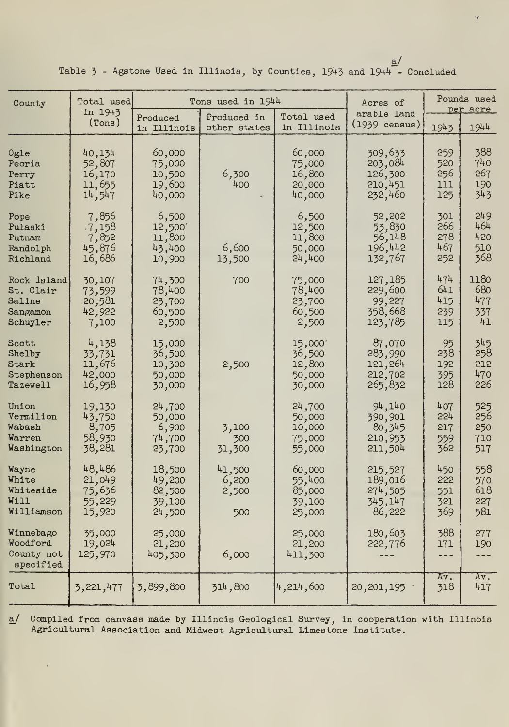Table 3 - Agstone Used in Illinois, by Counties, 1943 and 1944[a] - Concluded

| County | Total used in 1943 (Tons) | Tons used in 1944 | | | Acres of arable land (1939 census) | Pounds used per acre | |
|---|---|---|---|---|---|---|---|
| | | Produced in Illinois | Produced in other states | Total used in Illinois | | 1943 | 1944 |
| Ogle | 40,134 | 60,000 | | 60,000 | 309,633 | 259 | 388 |
| Peoria | 52,807 | 75,000 | | 75,000 | 203,084 | 520 | 740 |
| Perry | 16,170 | 10,500 | 6,300 | 16,800 | 126,300 | 256 | 267 |
| Piatt | 11,655 | 19,600 | 400 | 20,000 | 210,451 | 111 | 190 |
| Pike | 14,547 | 40,000 | | 40,000 | 232,460 | 125 | 343 |
| Pope | 7,856 | 6,500 | | 6,500 | 52,202 | 301 | 249 |
| Pulaski | 7,158 | 12,500 | | 12,500 | 53,830 | 266 | 464 |
| Putnam | 7,852 | 11,800 | | 11,800 | 56,148 | 278 | 420 |
| Randolph | 45,876 | 43,400 | 6,600 | 50,000 | 196,442 | 467 | 510 |
| Richland | 16,686 | 10,900 | 13,500 | 24,400 | 132,767 | 252 | 368 |
| Rock Island | 30,107 | 74,300 | 700 | 75,000 | 127,185 | 474 | 1180 |
| St. Clair | 73,599 | 78,400 | | 78,400 | 229,600 | 641 | 680 |
| Saline | 20,581 | 23,700 | | 23,700 | 99,227 | 415 | 477 |
| Sangamon | 42,922 | 60,500 | | 60,500 | 358,668 | 239 | 337 |
| Schuyler | 7,100 | 2,500 | | 2,500 | 123,785 | 115 | 41 |
| Scott | 4,138 | 15,000 | | 15,000 | 87,070 | 95 | 345 |
| Shelby | 33,731 | 36,500 | | 36,500 | 283,990 | 238 | 258 |
| Stark | 11,676 | 10,300 | 2,500 | 12,800 | 121,264 | 192 | 212 |
| Stephenson | 42,000 | 50,000 | | 50,000 | 212,702 | 395 | 470 |
| Tazewell | 16,958 | 30,000 | | 30,000 | 265,832 | 128 | 226 |
| Union | 19,130 | 24,700 | | 24,700 | 94,140 | 407 | 525 |
| Vermilion | 43,750 | 50,000 | | 50,000 | 390,901 | 224 | 256 |
| Wabash | 8,705 | 6,900 | 3,100 | 10,000 | 80,345 | 217 | 250 |
| Warren | 58,930 | 74,700 | 300 | 75,000 | 210,953 | 559 | 710 |
| Washington | 38,281 | 23,700 | 31,300 | 55,000 | 211,504 | 362 | 517 |
| Wayne | 48,486 | 18,500 | 41,500 | 60,000 | 215,527 | 450 | 558 |
| White | 21,049 | 49,200 | 6,200 | 55,400 | 189,016 | 222 | 570 |
| Whiteside | 75,636 | 82,500 | 2,500 | 85,000 | 274,505 | 551 | 618 |
| Will | 55,229 | 39,100 | | 39,100 | 345,147 | 321 | 227 |
| Williamson | 15,920 | 24,500 | 500 | 25,000 | 86,222 | 369 | 581 |
| Winnebago | 35,000 | 25,000 | | 25,000 | 180,603 | 388 | 277 |
| Woodford | 19,024 | 21,200 | | 21,200 | 222,776 | 171 | 190 |
| County not specified | 125,970 | 405,300 | 6,000 | 411,300 | --- | --- | --- |
| Total | 3,221,477 | 3,899,800 | 314,800 | 4,214,600 | 20,201,195 | Av. 318 | Av. 417 |

[a] Compiled from canvass made by Illinois Geological Survey, in cooperation with Illinois Agricultural Association and Midwest Agricultural Limestone Institute.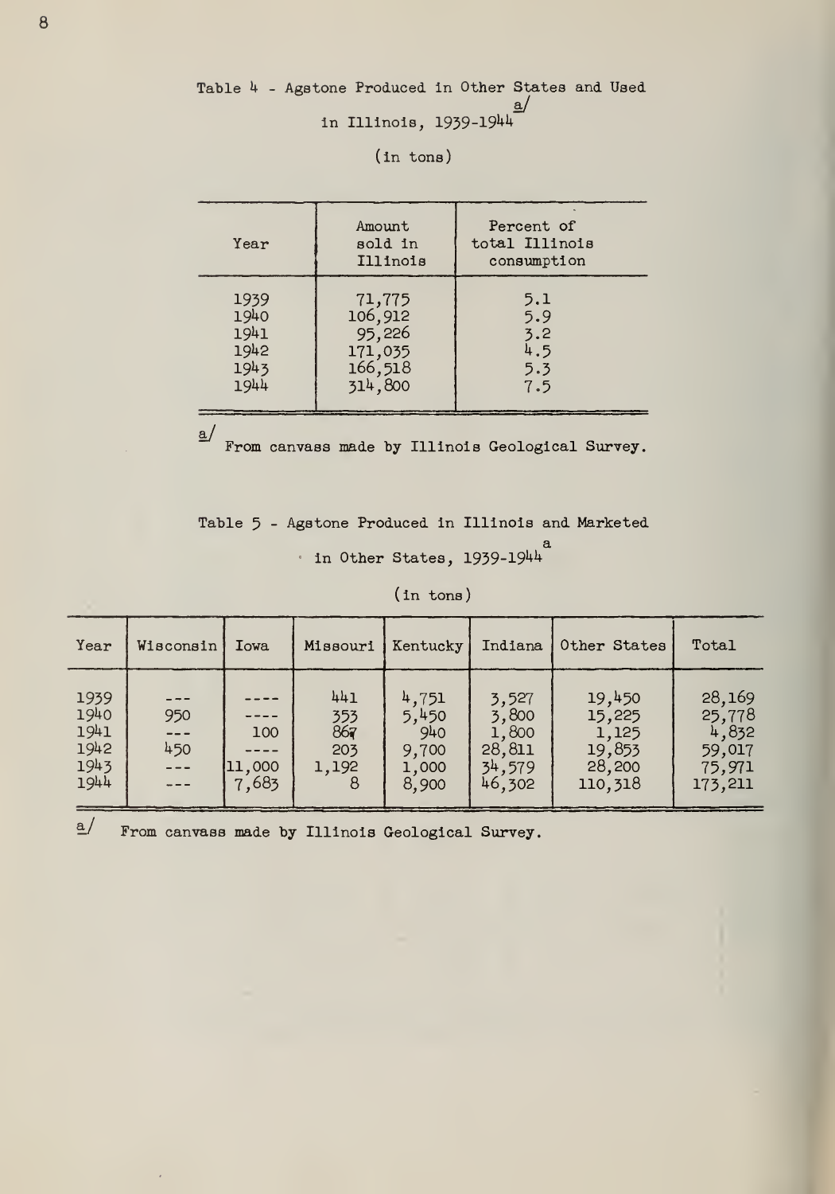Table 4 - Agstone Produced in Other States and Used in Illinois, 1939-1944[a]

(in tons)

| Year | Amount sold in Illinois | Percent of total Illinois consumption |
|---|---|---|
| 1939 | 71,775 | 5.1 |
| 1940 | 106,912 | 5.9 |
| 1941 | 95,226 | 3.2 |
| 1942 | 171,035 | 4.5 |
| 1943 | 166,518 | 5.3 |
| 1944 | 314,800 | 7.5 |

[a] From canvass made by Illinois Geological Survey.

Table 5 - Agstone Produced in Illinois and Marketed in Other States, 1939-1944[a]

(in tons)

| Year | Wisconsin | Iowa | Missouri | Kentucky | Indiana | Other States | Total |
|---|---|---|---|---|---|---|---|
| 1939 | --- | ---- | 441 | 4,751 | 3,527 | 19,450 | 28,169 |
| 1940 | 950 | ---- | 353 | 5,450 | 3,800 | 15,225 | 25,778 |
| 1941 | --- | 100 | 867 | 940 | 1,800 | 1,125 | 4,832 |
| 1942 | 450 | ---- | 203 | 9,700 | 28,811 | 19,853 | 59,017 |
| 1943 | --- | 11,000 | 1,192 | 1,000 | 34,579 | 28,200 | 75,971 |
| 1944 | --- | 7,683 | 8 | 8,900 | 46,302 | 110,318 | 173,211 |

[a] From canvass made by Illinois Geological Survey.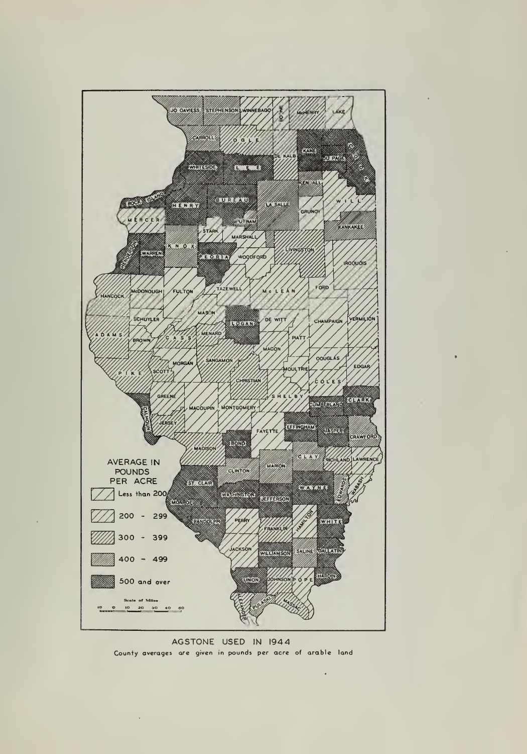AGSTONE USED IN 1944

County averages are given in pounds per acre of arable land